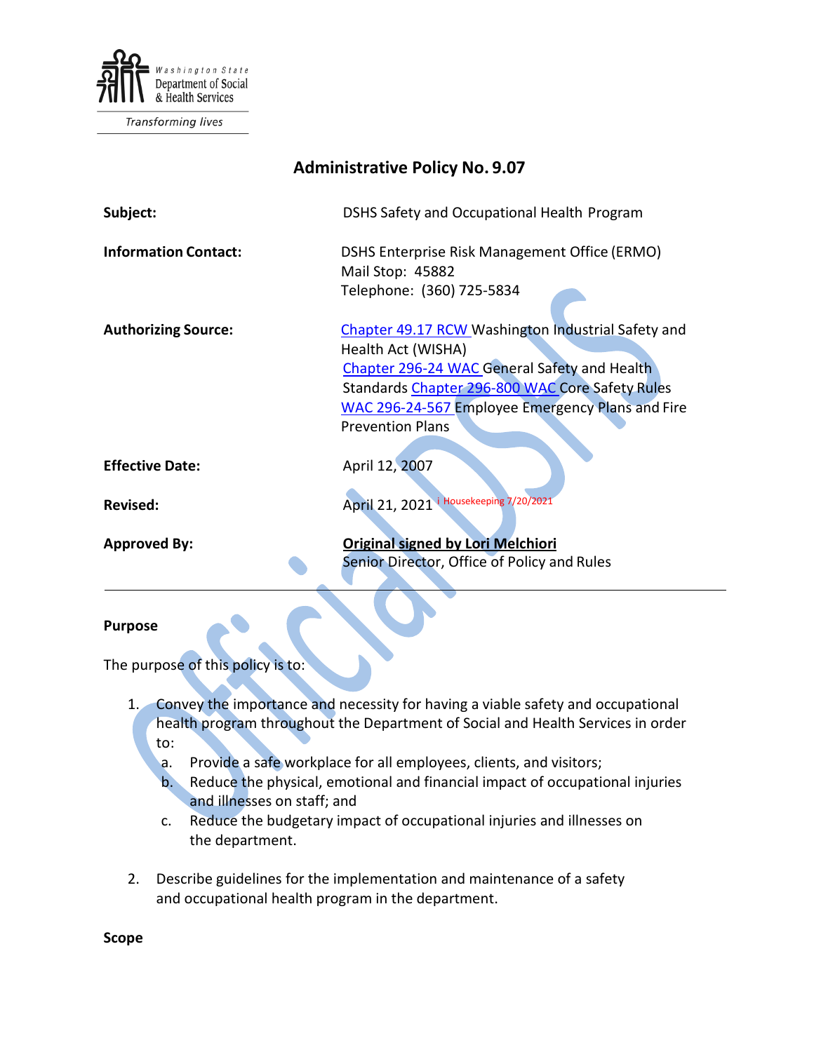Washington State Department of Social & Health Services

*Transforming lives*

# Administrative Policy No. 9.07

**Subject:** DSHS Safety and Occupational Health Program

**Information Contact:** DSHS Enterprise Risk Management Office (ERMO)
Mail Stop: 45882
Telephone: (360) 725-5834

**Authorizing Source:** Chapter 49.17 RCW Washington Industrial Safety and Health Act (WISHA)
Chapter 296-24 WAC General Safety and Health Standards Chapter 296-800 WAC Core Safety Rules
WAC 296-24-567 Employee Emergency Plans and Fire Prevention Plans

**Effective Date:** April 12, 2007

**Revised:** April 21, 2021 [i] Housekeeping 7/20/2021

**Approved By:** **Original signed by Lori Melchiori**
Senior Director, Office of Policy and Rules

---

## Purpose

The purpose of this policy is to:

1. Convey the importance and necessity for having a viable safety and occupational health program throughout the Department of Social and Health Services in order to:
   a. Provide a safe workplace for all employees, clients, and visitors;
   b. Reduce the physical, emotional and financial impact of occupational injuries and illnesses on staff; and
   c. Reduce the budgetary impact of occupational injuries and illnesses on the department.

2. Describe guidelines for the implementation and maintenance of a safety and occupational health program in the department.

## Scope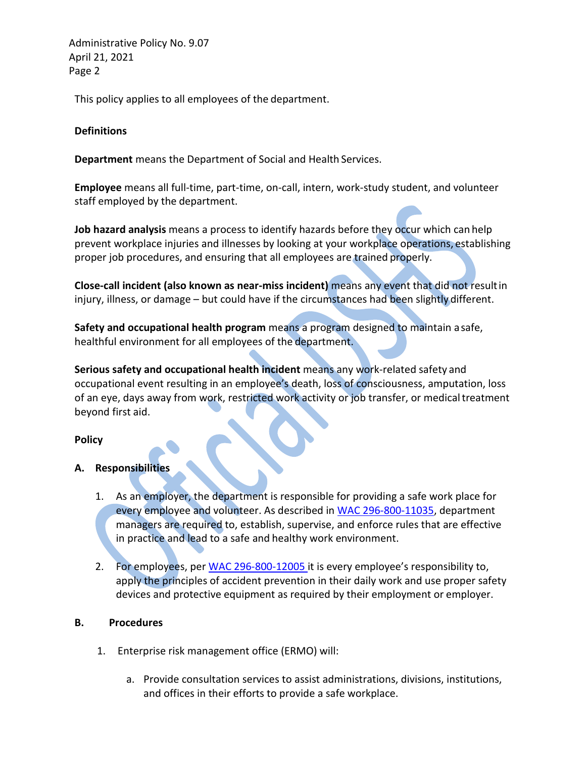This policy applies to all employees of the department.

**Definitions**

**Department** means the Department of Social and Health Services.

**Employee** means all full-time, part-time, on-call, intern, work-study student, and volunteer staff employed by the department.

**Job hazard analysis** means a process to identify hazards before they occur which can help prevent workplace injuries and illnesses by looking at your workplace operations, establishing proper job procedures, and ensuring that all employees are trained properly.

**Close-call incident (also known as near-miss incident)** means any event that did not result in injury, illness, or damage – but could have if the circumstances had been slightly different.

**Safety and occupational health program** means a program designed to maintain a safe, healthful environment for all employees of the department.

**Serious safety and occupational health incident** means any work-related safety and occupational event resulting in an employee's death, loss of consciousness, amputation, loss of an eye, days away from work, restricted work activity or job transfer, or medical treatment beyond first aid.

**Policy**

**A. Responsibilities**

1. As an employer, the department is responsible for providing a safe work place for every employee and volunteer. As described in WAC 296-800-11035, department managers are required to, establish, supervise, and enforce rules that are effective in practice and lead to a safe and healthy work environment.

2. For employees, per WAC 296-800-12005 it is every employee's responsibility to, apply the principles of accident prevention in their daily work and use proper safety devices and protective equipment as required by their employment or employer.

**B. Procedures**

1. Enterprise risk management office (ERMO) will:

    a. Provide consultation services to assist administrations, divisions, institutions, and offices in their efforts to provide a safe workplace.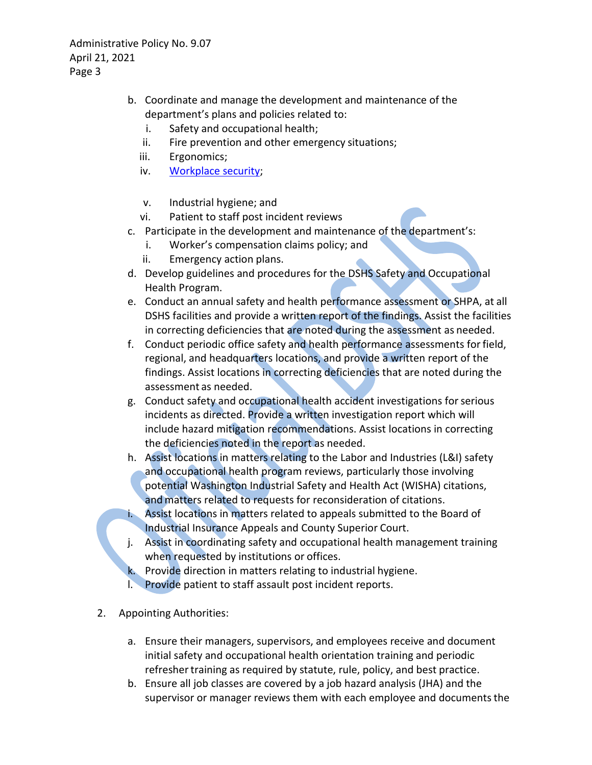b. Coordinate and manage the development and maintenance of the department's plans and policies related to:
   i. Safety and occupational health;
   ii. Fire prevention and other emergency situations;
   iii. Ergonomics;
   iv. Workplace security;
   v. Industrial hygiene; and
   vi. Patient to staff post incident reviews
c. Participate in the development and maintenance of the department's:
   i. Worker's compensation claims policy; and
   ii. Emergency action plans.
d. Develop guidelines and procedures for the DSHS Safety and Occupational Health Program.
e. Conduct an annual safety and health performance assessment or SHPA, at all DSHS facilities and provide a written report of the findings. Assist the facilities in correcting deficiencies that are noted during the assessment as needed.
f. Conduct periodic office safety and health performance assessments for field, regional, and headquarters locations, and provide a written report of the findings. Assist locations in correcting deficiencies that are noted during the assessment as needed.
g. Conduct safety and occupational health accident investigations for serious incidents as directed. Provide a written investigation report which will include hazard mitigation recommendations. Assist locations in correcting the deficiencies noted in the report as needed.
h. Assist locations in matters relating to the Labor and Industries (L&I) safety and occupational health program reviews, particularly those involving potential Washington Industrial Safety and Health Act (WISHA) citations, and matters related to requests for reconsideration of citations.
i. Assist locations in matters related to appeals submitted to the Board of Industrial Insurance Appeals and County Superior Court.
j. Assist in coordinating safety and occupational health management training when requested by institutions or offices.
k. Provide direction in matters relating to industrial hygiene.
l. Provide patient to staff assault post incident reports.

2. Appointing Authorities:

   a. Ensure their managers, supervisors, and employees receive and document initial safety and occupational health orientation training and periodic refresher training as required by statute, rule, policy, and best practice.
   b. Ensure all job classes are covered by a job hazard analysis (JHA) and the supervisor or manager reviews them with each employee and documents the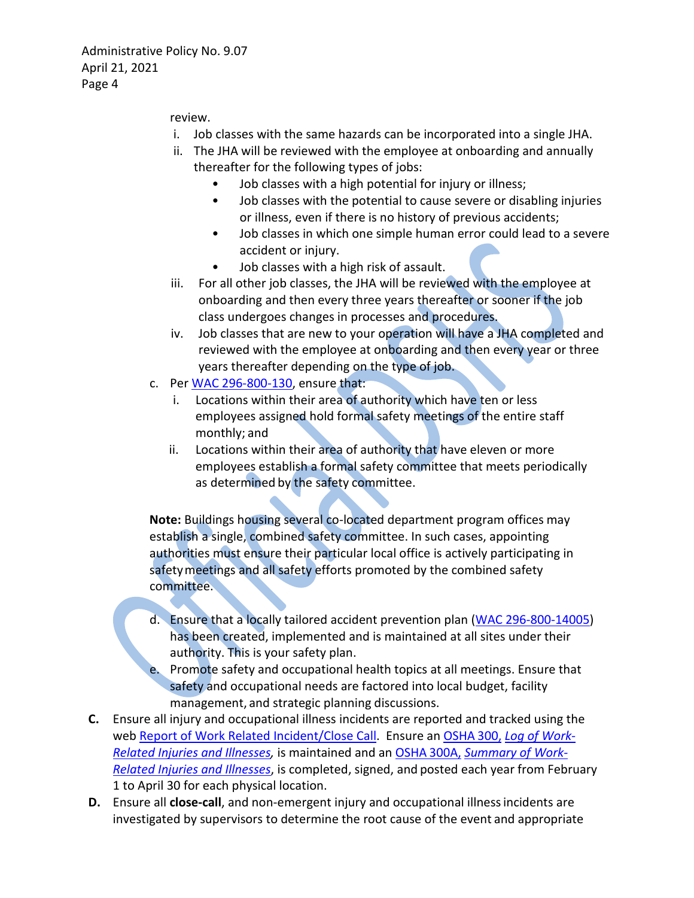review.

i. Job classes with the same hazards can be incorporated into a single JHA.
ii. The JHA will be reviewed with the employee at onboarding and annually thereafter for the following types of jobs:
    - Job classes with a high potential for injury or illness;
    - Job classes with the potential to cause severe or disabling injuries or illness, even if there is no history of previous accidents;
    - Job classes in which one simple human error could lead to a severe accident or injury.
    - Job classes with a high risk of assault.
iii. For all other job classes, the JHA will be reviewed with the employee at onboarding and then every three years thereafter or sooner if the job class undergoes changes in processes and procedures.
iv. Job classes that are new to your operation will have a JHA completed and reviewed with the employee at onboarding and then every year or three years thereafter depending on the type of job.

c. Per [WAC 296-800-130](), ensure that:
   i. Locations within their area of authority which have ten or less employees assigned hold formal safety meetings of the entire staff monthly; and
   ii. Locations within their area of authority that have eleven or more employees establish a formal safety committee that meets periodically as determined by the safety committee.

**Note:** Buildings housing several co-located department program offices may establish a single, combined safety committee. In such cases, appointing authorities must ensure their particular local office is actively participating in safety meetings and all safety efforts promoted by the combined safety committee.

d. Ensure that a locally tailored accident prevention plan ([WAC 296-800-14005]()) has been created, implemented and is maintained at all sites under their authority. This is your safety plan.

e. Promote safety and occupational health topics at all meetings. Ensure that safety and occupational needs are factored into local budget, facility management, and strategic planning discussions.

**C.** Ensure all injury and occupational illness incidents are reported and tracked using the web [Report of Work Related Incident/Close Call](). Ensure an [OSHA 300, *Log of Work-Related Injuries and Illnesses*](), is maintained and an [OSHA 300A, *Summary of Work-Related Injuries and Illnesses*](), is completed, signed, and posted each year from February 1 to April 30 for each physical location.

**D.** Ensure all **close-call**, and non-emergent injury and occupational illness incidents are investigated by supervisors to determine the root cause of the event and appropriate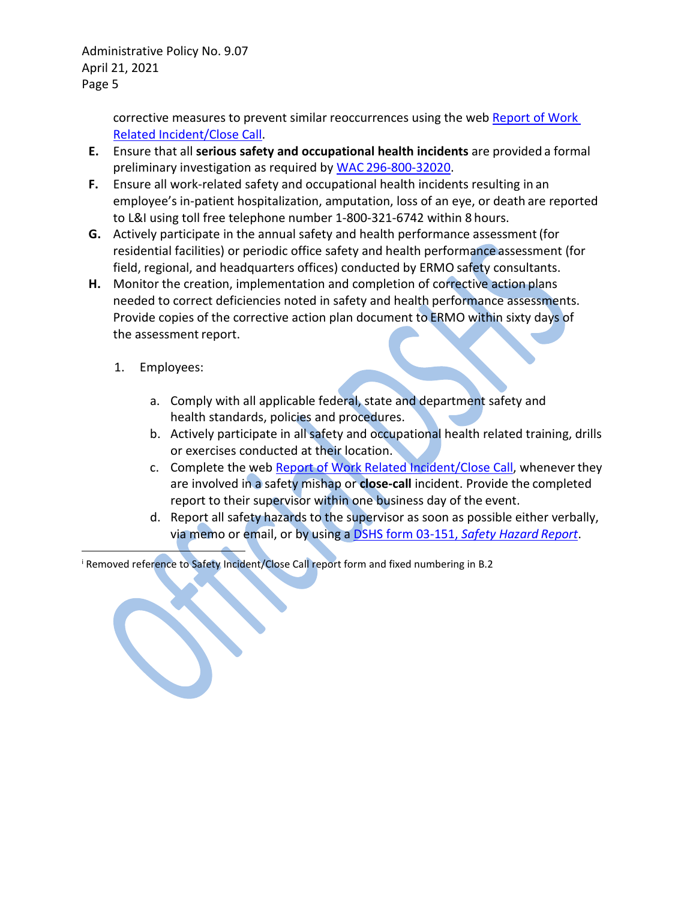corrective measures to prevent similar reoccurrences using the web Report of Work Related Incident/Close Call.

**E.** Ensure that all **serious safety and occupational health incidents** are provided a formal preliminary investigation as required by WAC 296-800-32020.

**F.** Ensure all work-related safety and occupational health incidents resulting in an employee's in-patient hospitalization, amputation, loss of an eye, or death are reported to L&I using toll free telephone number 1-800-321-6742 within 8 hours.

**G.** Actively participate in the annual safety and health performance assessment (for residential facilities) or periodic office safety and health performance assessment (for field, regional, and headquarters offices) conducted by ERMO safety consultants.

**H.** Monitor the creation, implementation and completion of corrective action plans needed to correct deficiencies noted in safety and health performance assessments. Provide copies of the corrective action plan document to ERMO within sixty days of the assessment report.

1. Employees:

   a. Comply with all applicable federal, state and department safety and health standards, policies and procedures.
   
   b. Actively participate in all safety and occupational health related training, drills or exercises conducted at their location.
   
   c. Complete the web Report of Work Related Incident/Close Call, whenever they are involved in a safety mishap or **close-call** incident. Provide the completed report to their supervisor within one business day of the event.
   
   d. Report all safety hazards to the supervisor as soon as possible either verbally, via memo or email, or by using a DSHS form 03-151, *Safety Hazard Report*.

---

[i] Removed reference to Safety Incident/Close Call report form and fixed numbering in B.2